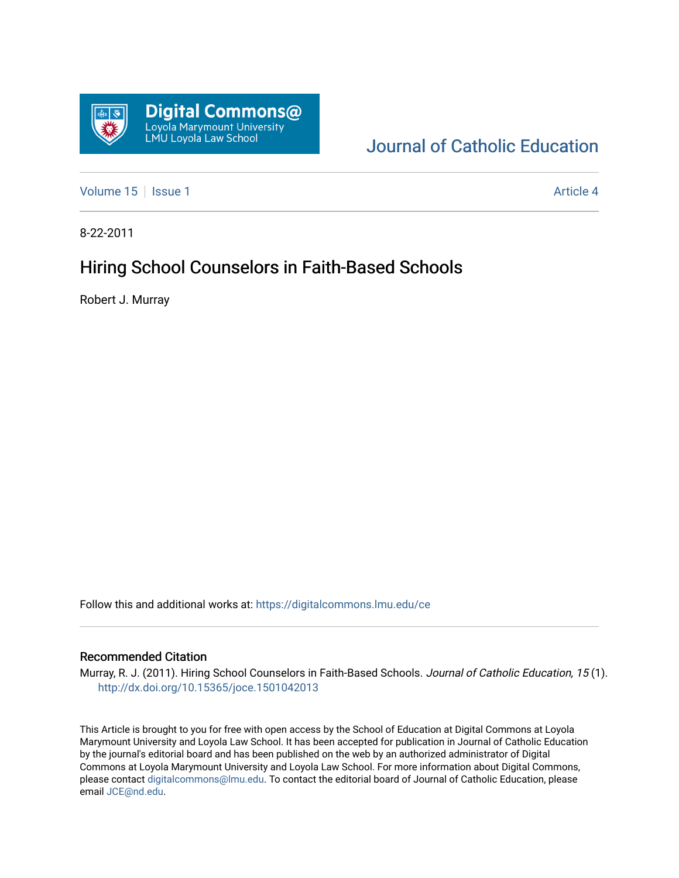Digital Commons@
Loyola Marymount University
LMU Loyola Law School

Journal of Catholic Education

Volume 15 | Issue 1 Article 4

8-22-2011

# Hiring School Counselors in Faith-Based Schools

Robert J. Murray

Follow this and additional works at: https://digitalcommons.lmu.edu/ce

## Recommended Citation

Murray, R. J. (2011). Hiring School Counselors in Faith-Based Schools. *Journal of Catholic Education, 15* (1). http://dx.doi.org/10.15365/joce.1501042013

This Article is brought to you for free with open access by the School of Education at Digital Commons at Loyola Marymount University and Loyola Law School. It has been accepted for publication in Journal of Catholic Education by the journal's editorial board and has been published on the web by an authorized administrator of Digital Commons at Loyola Marymount University and Loyola Law School. For more information about Digital Commons, please contact digitalcommons@lmu.edu. To contact the editorial board of Journal of Catholic Education, please email JCE@nd.edu.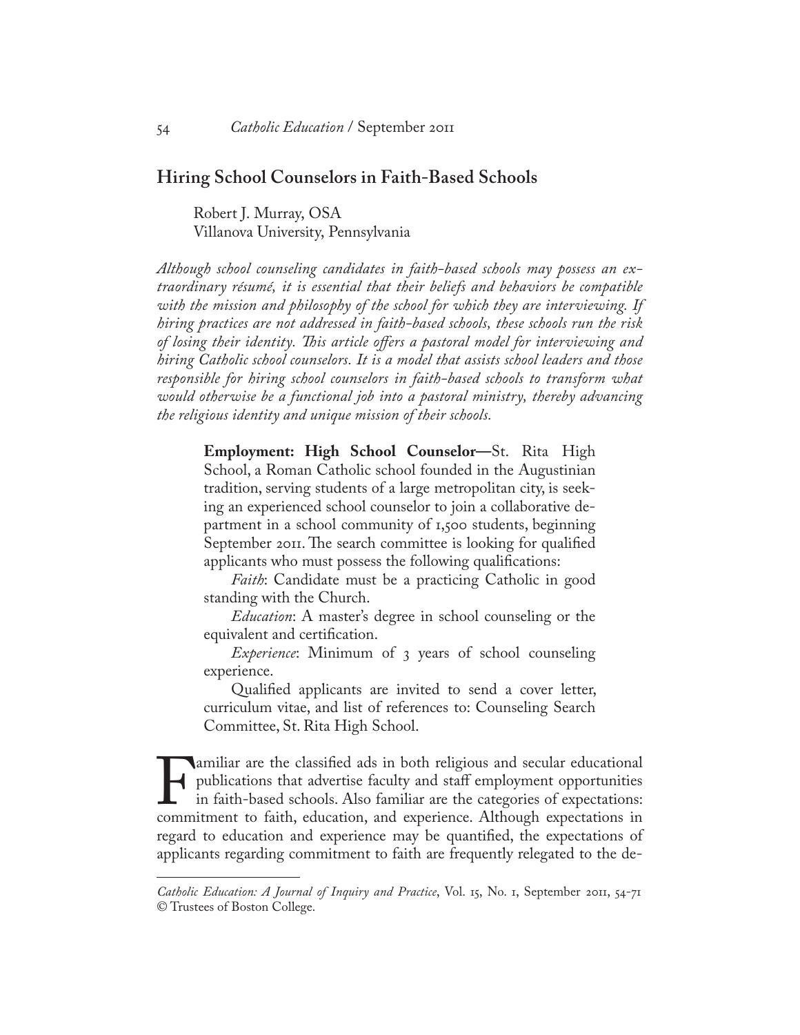## Hiring School Counselors in Faith-Based Schools

Robert J. Murray, OSA
Villanova University, Pennsylvania

*Although school counseling candidates in faith-based schools may possess an extraordinary résumé, it is essential that their beliefs and behaviors be compatible with the mission and philosophy of the school for which they are interviewing. If hiring practices are not addressed in faith-based schools, these schools run the risk of losing their identity. This article offers a pastoral model for interviewing and hiring Catholic school counselors. It is a model that assists school leaders and those responsible for hiring school counselors in faith-based schools to transform what would otherwise be a functional job into a pastoral ministry, thereby advancing the religious identity and unique mission of their schools.*

> **Employment: High School Counselor—**St. Rita High School, a Roman Catholic school founded in the Augustinian tradition, serving students of a large metropolitan city, is seeking an experienced school counselor to join a collaborative department in a school community of 1,500 students, beginning September 2011. The search committee is looking for qualified applicants who must possess the following qualifications:
>
> *Faith*: Candidate must be a practicing Catholic in good standing with the Church.
>
> *Education*: A master's degree in school counseling or the equivalent and certification.
>
> *Experience*: Minimum of 3 years of school counseling experience.
>
> Qualified applicants are invited to send a cover letter, curriculum vitae, and list of references to: Counseling Search Committee, St. Rita High School.

Familiar are the classified ads in both religious and secular educational publications that advertise faculty and staff employment opportunities in faith-based schools. Also familiar are the categories of expectations: commitment to faith, education, and experience. Although expectations in regard to education and experience may be quantified, the expectations of applicants regarding commitment to faith are frequently relegated to the de-

*Catholic Education: A Journal of Inquiry and Practice*, Vol. 15, No. 1, September 2011, 54-71
© Trustees of Boston College.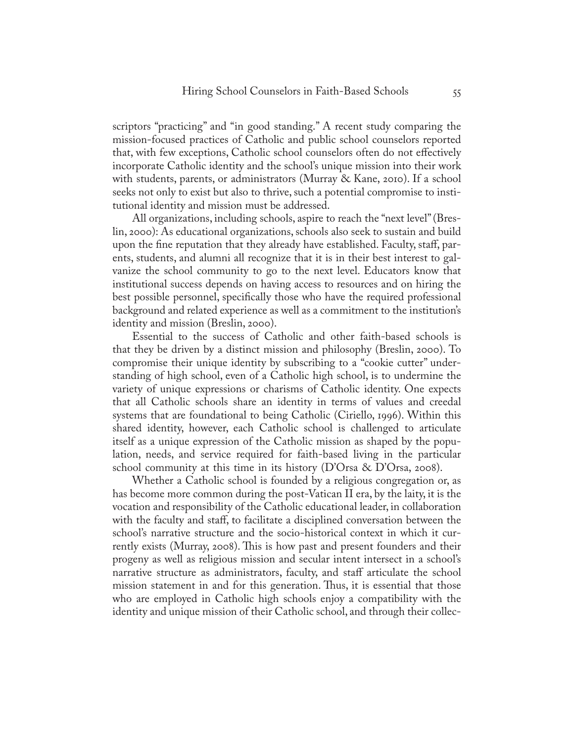scriptors "practicing" and "in good standing." A recent study comparing the mission-focused practices of Catholic and public school counselors reported that, with few exceptions, Catholic school counselors often do not effectively incorporate Catholic identity and the school's unique mission into their work with students, parents, or administrators (Murray & Kane, 2010). If a school seeks not only to exist but also to thrive, such a potential compromise to institutional identity and mission must be addressed.

All organizations, including schools, aspire to reach the "next level" (Breslin, 2000): As educational organizations, schools also seek to sustain and build upon the fine reputation that they already have established. Faculty, staff, parents, students, and alumni all recognize that it is in their best interest to galvanize the school community to go to the next level. Educators know that institutional success depends on having access to resources and on hiring the best possible personnel, specifically those who have the required professional background and related experience as well as a commitment to the institution's identity and mission (Breslin, 2000).

Essential to the success of Catholic and other faith-based schools is that they be driven by a distinct mission and philosophy (Breslin, 2000). To compromise their unique identity by subscribing to a "cookie cutter" understanding of high school, even of a Catholic high school, is to undermine the variety of unique expressions or charisms of Catholic identity. One expects that all Catholic schools share an identity in terms of values and creedal systems that are foundational to being Catholic (Ciriello, 1996). Within this shared identity, however, each Catholic school is challenged to articulate itself as a unique expression of the Catholic mission as shaped by the population, needs, and service required for faith-based living in the particular school community at this time in its history (D'Orsa & D'Orsa, 2008).

Whether a Catholic school is founded by a religious congregation or, as has become more common during the post-Vatican II era, by the laity, it is the vocation and responsibility of the Catholic educational leader, in collaboration with the faculty and staff, to facilitate a disciplined conversation between the school's narrative structure and the socio-historical context in which it currently exists (Murray, 2008). This is how past and present founders and their progeny as well as religious mission and secular intent intersect in a school's narrative structure as administrators, faculty, and staff articulate the school mission statement in and for this generation. Thus, it is essential that those who are employed in Catholic high schools enjoy a compatibility with the identity and unique mission of their Catholic school, and through their collec-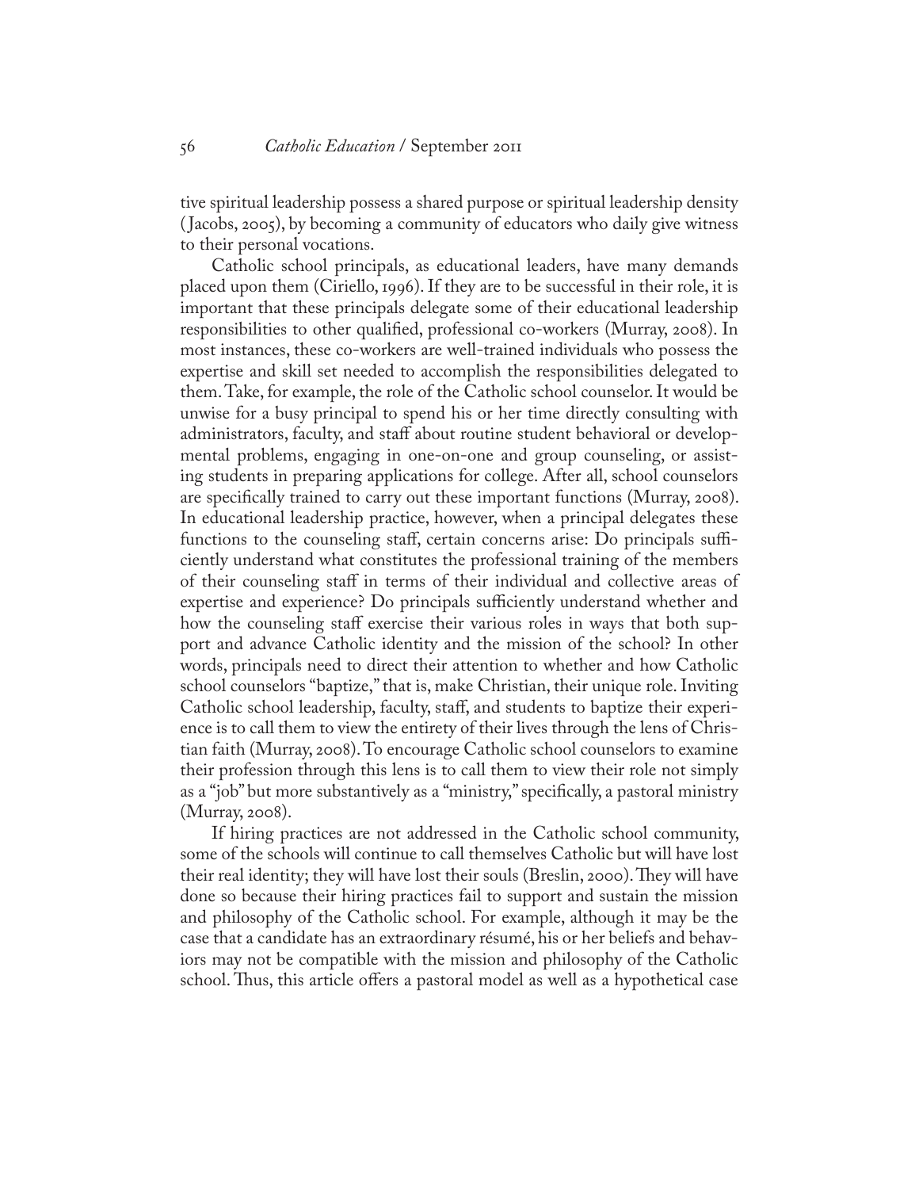tive spiritual leadership possess a shared purpose or spiritual leadership density (Jacobs, 2005), by becoming a community of educators who daily give witness to their personal vocations.

Catholic school principals, as educational leaders, have many demands placed upon them (Ciriello, 1996). If they are to be successful in their role, it is important that these principals delegate some of their educational leadership responsibilities to other qualified, professional co-workers (Murray, 2008). In most instances, these co-workers are well-trained individuals who possess the expertise and skill set needed to accomplish the responsibilities delegated to them. Take, for example, the role of the Catholic school counselor. It would be unwise for a busy principal to spend his or her time directly consulting with administrators, faculty, and staff about routine student behavioral or developmental problems, engaging in one-on-one and group counseling, or assisting students in preparing applications for college. After all, school counselors are specifically trained to carry out these important functions (Murray, 2008). In educational leadership practice, however, when a principal delegates these functions to the counseling staff, certain concerns arise: Do principals sufficiently understand what constitutes the professional training of the members of their counseling staff in terms of their individual and collective areas of expertise and experience? Do principals sufficiently understand whether and how the counseling staff exercise their various roles in ways that both support and advance Catholic identity and the mission of the school? In other words, principals need to direct their attention to whether and how Catholic school counselors "baptize," that is, make Christian, their unique role. Inviting Catholic school leadership, faculty, staff, and students to baptize their experience is to call them to view the entirety of their lives through the lens of Christian faith (Murray, 2008). To encourage Catholic school counselors to examine their profession through this lens is to call them to view their role not simply as a "job" but more substantively as a "ministry," specifically, a pastoral ministry (Murray, 2008).

If hiring practices are not addressed in the Catholic school community, some of the schools will continue to call themselves Catholic but will have lost their real identity; they will have lost their souls (Breslin, 2000). They will have done so because their hiring practices fail to support and sustain the mission and philosophy of the Catholic school. For example, although it may be the case that a candidate has an extraordinary résumé, his or her beliefs and behaviors may not be compatible with the mission and philosophy of the Catholic school. Thus, this article offers a pastoral model as well as a hypothetical case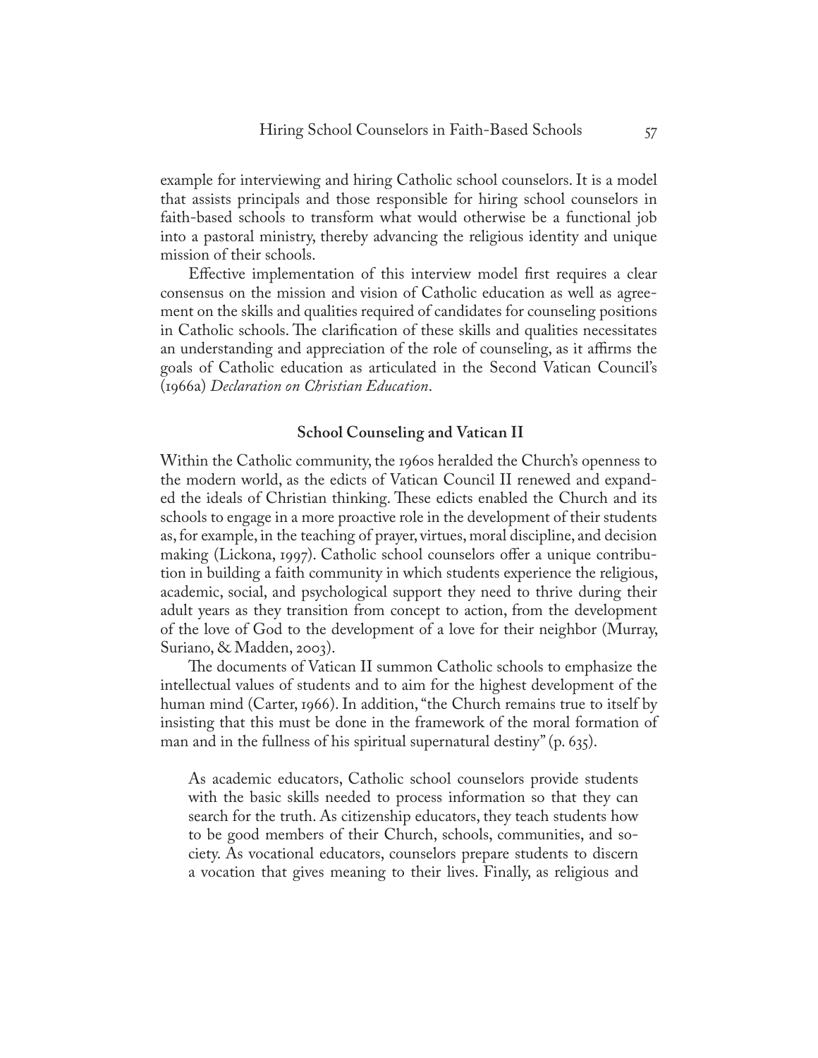example for interviewing and hiring Catholic school counselors. It is a model that assists principals and those responsible for hiring school counselors in faith-based schools to transform what would otherwise be a functional job into a pastoral ministry, thereby advancing the religious identity and unique mission of their schools.

Effective implementation of this interview model first requires a clear consensus on the mission and vision of Catholic education as well as agreement on the skills and qualities required of candidates for counseling positions in Catholic schools. The clarification of these skills and qualities necessitates an understanding and appreciation of the role of counseling, as it affirms the goals of Catholic education as articulated in the Second Vatican Council's (1966a) *Declaration on Christian Education*.

## School Counseling and Vatican II

Within the Catholic community, the 1960s heralded the Church's openness to the modern world, as the edicts of Vatican Council II renewed and expanded the ideals of Christian thinking. These edicts enabled the Church and its schools to engage in a more proactive role in the development of their students as, for example, in the teaching of prayer, virtues, moral discipline, and decision making (Lickona, 1997). Catholic school counselors offer a unique contribution in building a faith community in which students experience the religious, academic, social, and psychological support they need to thrive during their adult years as they transition from concept to action, from the development of the love of God to the development of a love for their neighbor (Murray, Suriano, & Madden, 2003).

The documents of Vatican II summon Catholic schools to emphasize the intellectual values of students and to aim for the highest development of the human mind (Carter, 1966). In addition, "the Church remains true to itself by insisting that this must be done in the framework of the moral formation of man and in the fullness of his spiritual supernatural destiny" (p. 635).

> As academic educators, Catholic school counselors provide students with the basic skills needed to process information so that they can search for the truth. As citizenship educators, they teach students how to be good members of their Church, schools, communities, and society. As vocational educators, counselors prepare students to discern a vocation that gives meaning to their lives. Finally, as religious and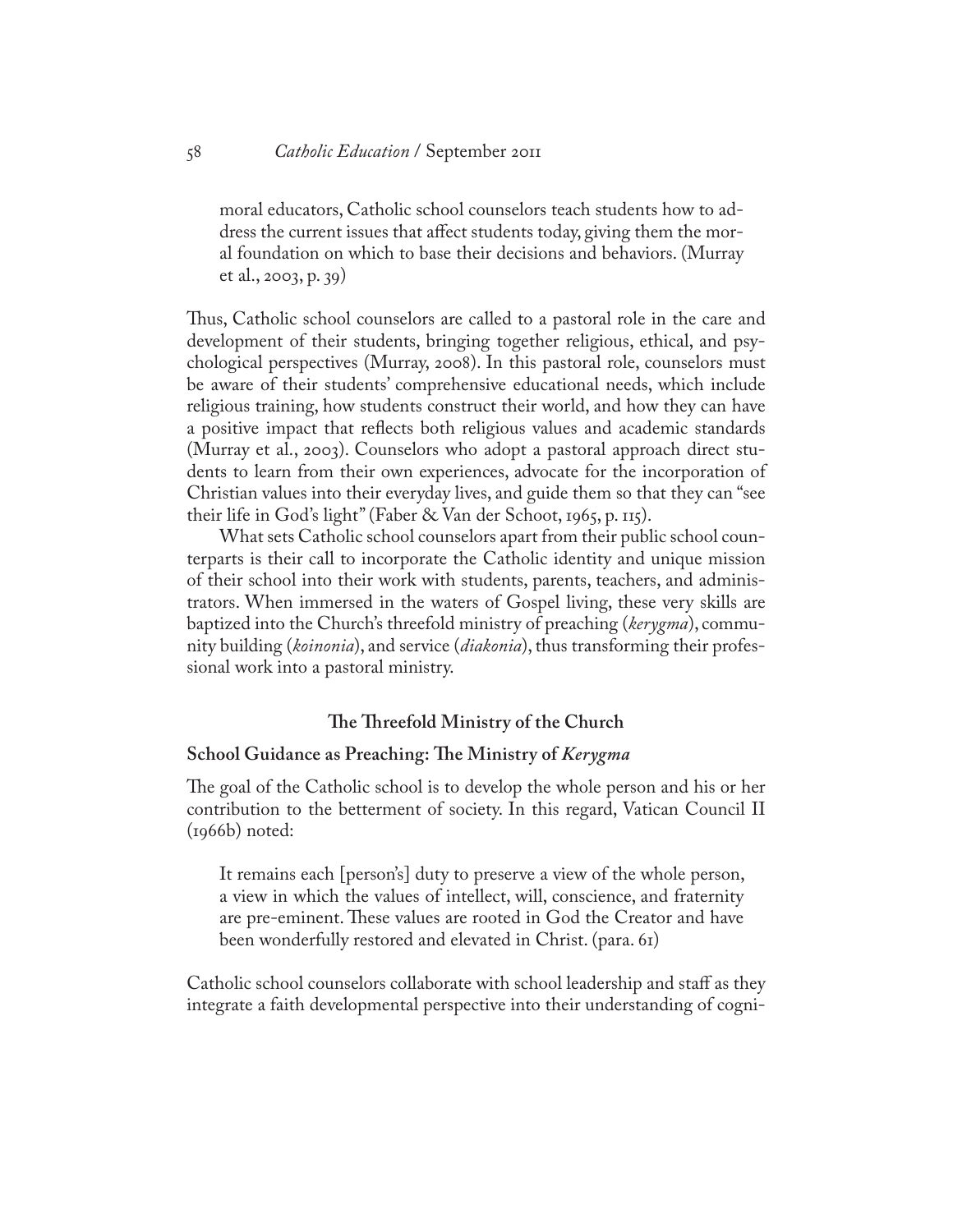> moral educators, Catholic school counselors teach students how to address the current issues that affect students today, giving them the moral foundation on which to base their decisions and behaviors. (Murray et al., 2003, p. 39)

Thus, Catholic school counselors are called to a pastoral role in the care and development of their students, bringing together religious, ethical, and psychological perspectives (Murray, 2008). In this pastoral role, counselors must be aware of their students' comprehensive educational needs, which include religious training, how students construct their world, and how they can have a positive impact that reflects both religious values and academic standards (Murray et al., 2003). Counselors who adopt a pastoral approach direct students to learn from their own experiences, advocate for the incorporation of Christian values into their everyday lives, and guide them so that they can "see their life in God's light" (Faber & Van der Schoot, 1965, p. 115).

What sets Catholic school counselors apart from their public school counterparts is their call to incorporate the Catholic identity and unique mission of their school into their work with students, parents, teachers, and administrators. When immersed in the waters of Gospel living, these very skills are baptized into the Church's threefold ministry of preaching (*kerygma*), community building (*koinonia*), and service (*diakonia*), thus transforming their professional work into a pastoral ministry.

## The Threefold Ministry of the Church

### School Guidance as Preaching: The Ministry of *Kerygma*

The goal of the Catholic school is to develop the whole person and his or her contribution to the betterment of society. In this regard, Vatican Council II (1966b) noted:

> It remains each [person's] duty to preserve a view of the whole person, a view in which the values of intellect, will, conscience, and fraternity are pre-eminent. These values are rooted in God the Creator and have been wonderfully restored and elevated in Christ. (para. 61)

Catholic school counselors collaborate with school leadership and staff as they integrate a faith developmental perspective into their understanding of cogni-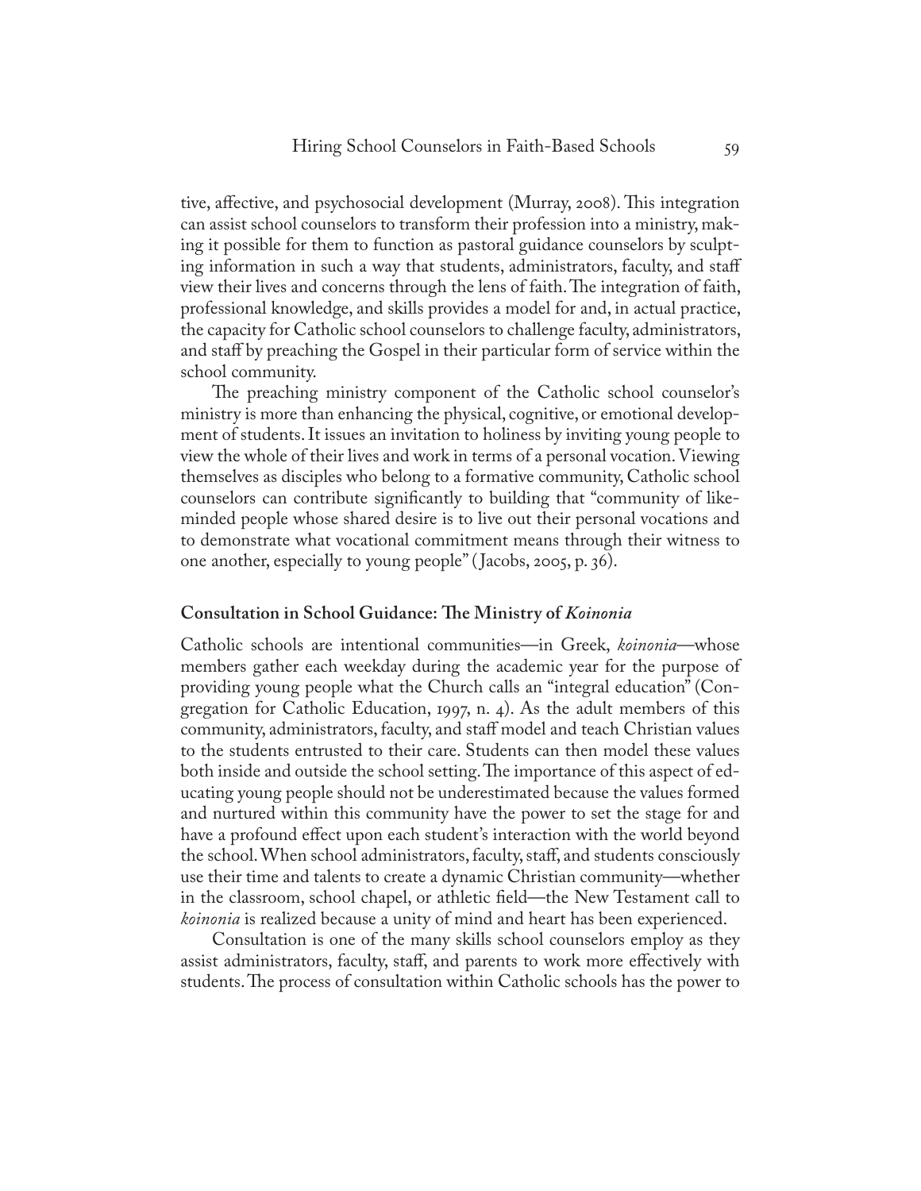tive, affective, and psychosocial development (Murray, 2008). This integration can assist school counselors to transform their profession into a ministry, making it possible for them to function as pastoral guidance counselors by sculpting information in such a way that students, administrators, faculty, and staff view their lives and concerns through the lens of faith. The integration of faith, professional knowledge, and skills provides a model for and, in actual practice, the capacity for Catholic school counselors to challenge faculty, administrators, and staff by preaching the Gospel in their particular form of service within the school community.

The preaching ministry component of the Catholic school counselor's ministry is more than enhancing the physical, cognitive, or emotional development of students. It issues an invitation to holiness by inviting young people to view the whole of their lives and work in terms of a personal vocation. Viewing themselves as disciples who belong to a formative community, Catholic school counselors can contribute significantly to building that "community of like-minded people whose shared desire is to live out their personal vocations and to demonstrate what vocational commitment means through their witness to one another, especially to young people" (Jacobs, 2005, p. 36).

## Consultation in School Guidance: The Ministry of *Koinonia*

Catholic schools are intentional communities—in Greek, *koinonia*—whose members gather each weekday during the academic year for the purpose of providing young people what the Church calls an "integral education" (Congregation for Catholic Education, 1997, n. 4). As the adult members of this community, administrators, faculty, and staff model and teach Christian values to the students entrusted to their care. Students can then model these values both inside and outside the school setting. The importance of this aspect of educating young people should not be underestimated because the values formed and nurtured within this community have the power to set the stage for and have a profound effect upon each student's interaction with the world beyond the school. When school administrators, faculty, staff, and students consciously use their time and talents to create a dynamic Christian community—whether in the classroom, school chapel, or athletic field—the New Testament call to *koinonia* is realized because a unity of mind and heart has been experienced.

Consultation is one of the many skills school counselors employ as they assist administrators, faculty, staff, and parents to work more effectively with students. The process of consultation within Catholic schools has the power to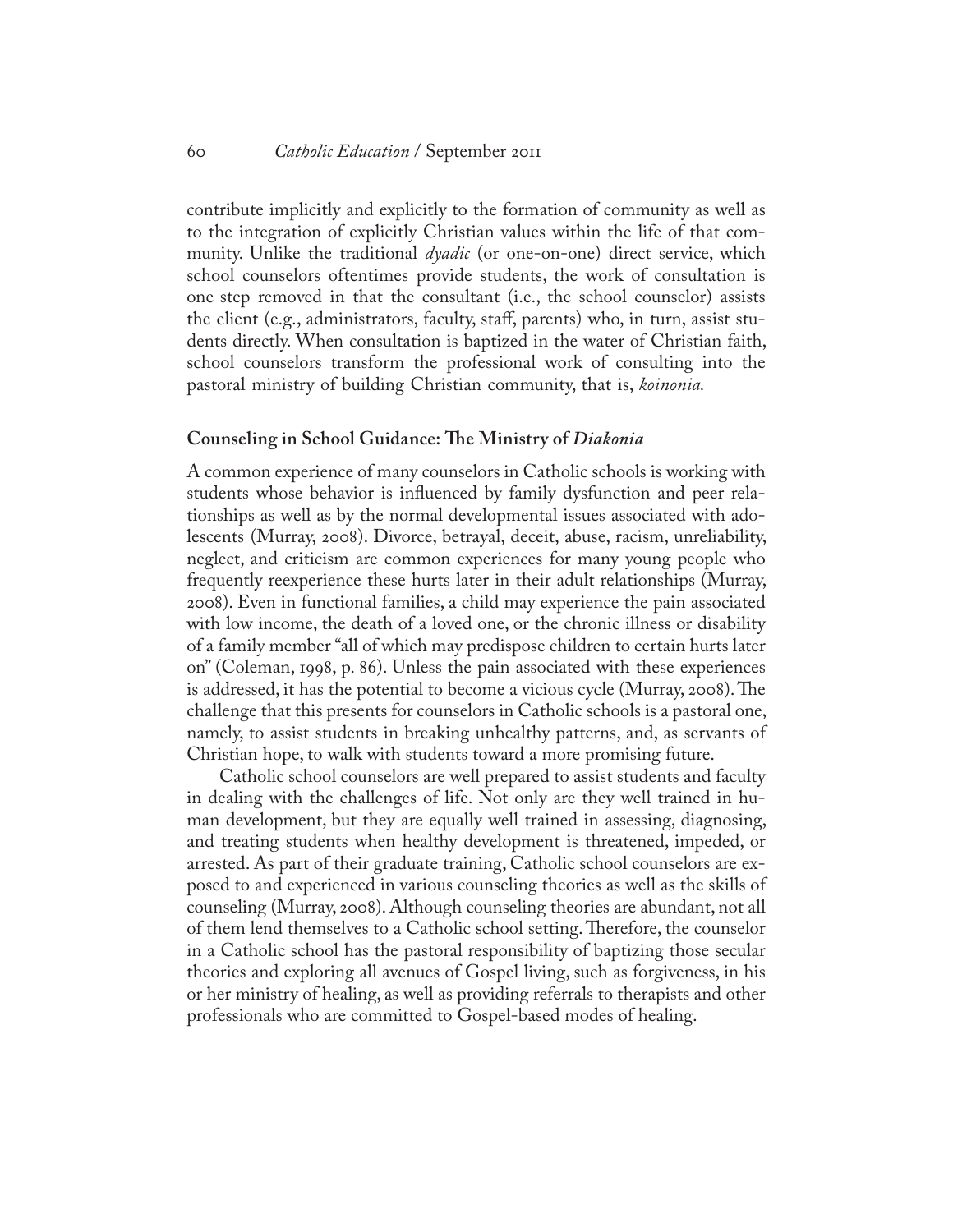contribute implicitly and explicitly to the formation of community as well as to the integration of explicitly Christian values within the life of that community. Unlike the traditional *dyadic* (or one-on-one) direct service, which school counselors oftentimes provide students, the work of consultation is one step removed in that the consultant (i.e., the school counselor) assists the client (e.g., administrators, faculty, staff, parents) who, in turn, assist students directly. When consultation is baptized in the water of Christian faith, school counselors transform the professional work of consulting into the pastoral ministry of building Christian community, that is, *koinonia.*

### Counseling in School Guidance: The Ministry of *Diakonia*

A common experience of many counselors in Catholic schools is working with students whose behavior is influenced by family dysfunction and peer relationships as well as by the normal developmental issues associated with adolescents (Murray, 2008). Divorce, betrayal, deceit, abuse, racism, unreliability, neglect, and criticism are common experiences for many young people who frequently reexperience these hurts later in their adult relationships (Murray, 2008). Even in functional families, a child may experience the pain associated with low income, the death of a loved one, or the chronic illness or disability of a family member "all of which may predispose children to certain hurts later on" (Coleman, 1998, p. 86). Unless the pain associated with these experiences is addressed, it has the potential to become a vicious cycle (Murray, 2008). The challenge that this presents for counselors in Catholic schools is a pastoral one, namely, to assist students in breaking unhealthy patterns, and, as servants of Christian hope, to walk with students toward a more promising future.

Catholic school counselors are well prepared to assist students and faculty in dealing with the challenges of life. Not only are they well trained in human development, but they are equally well trained in assessing, diagnosing, and treating students when healthy development is threatened, impeded, or arrested. As part of their graduate training, Catholic school counselors are exposed to and experienced in various counseling theories as well as the skills of counseling (Murray, 2008). Although counseling theories are abundant, not all of them lend themselves to a Catholic school setting. Therefore, the counselor in a Catholic school has the pastoral responsibility of baptizing those secular theories and exploring all avenues of Gospel living, such as forgiveness, in his or her ministry of healing, as well as providing referrals to therapists and other professionals who are committed to Gospel-based modes of healing.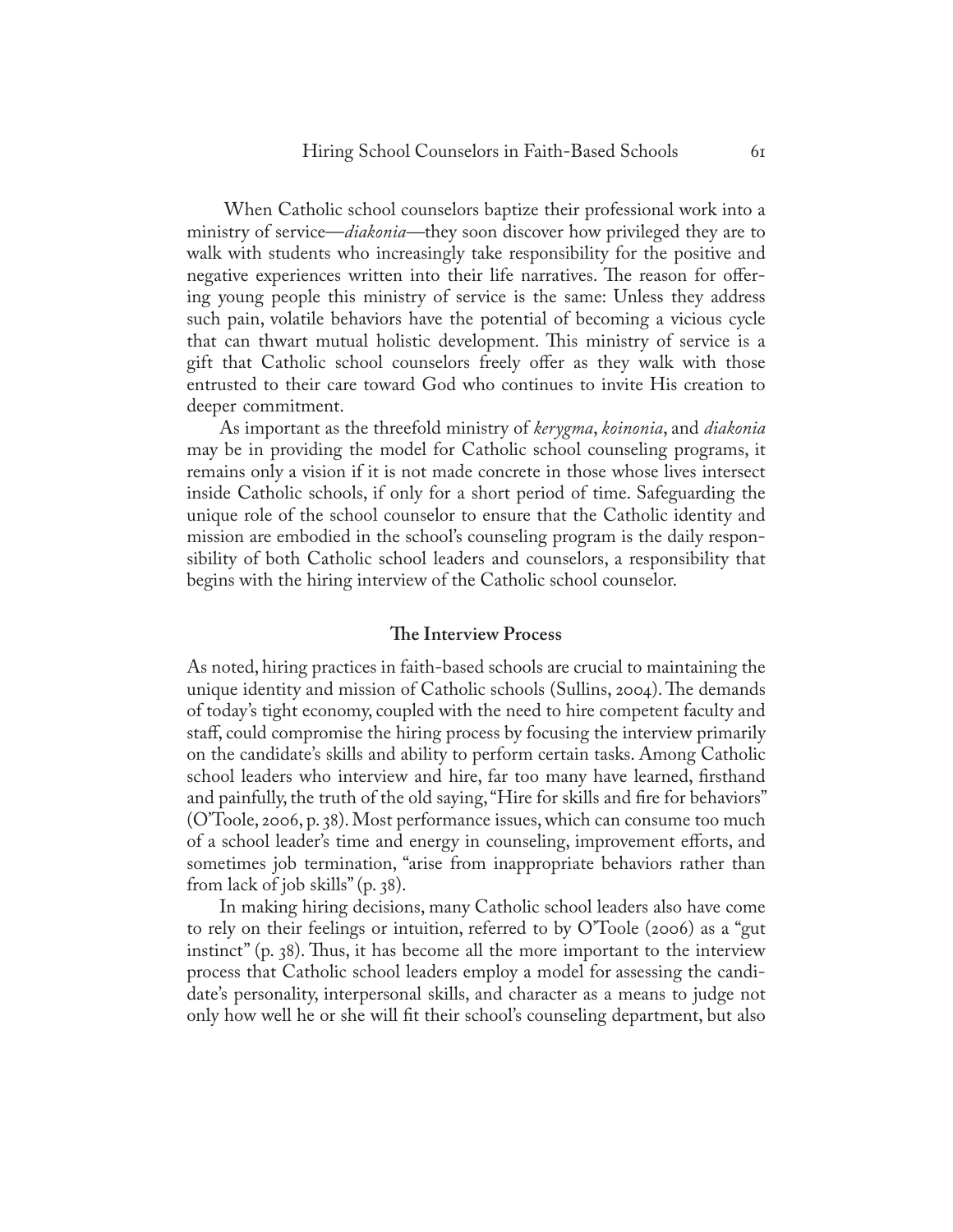When Catholic school counselors baptize their professional work into a ministry of service—*diakonia*—they soon discover how privileged they are to walk with students who increasingly take responsibility for the positive and negative experiences written into their life narratives. The reason for offering young people this ministry of service is the same: Unless they address such pain, volatile behaviors have the potential of becoming a vicious cycle that can thwart mutual holistic development. This ministry of service is a gift that Catholic school counselors freely offer as they walk with those entrusted to their care toward God who continues to invite His creation to deeper commitment.

As important as the threefold ministry of *kerygma*, *koinonia*, and *diakonia* may be in providing the model for Catholic school counseling programs, it remains only a vision if it is not made concrete in those whose lives intersect inside Catholic schools, if only for a short period of time. Safeguarding the unique role of the school counselor to ensure that the Catholic identity and mission are embodied in the school's counseling program is the daily responsibility of both Catholic school leaders and counselors, a responsibility that begins with the hiring interview of the Catholic school counselor.

## The Interview Process

As noted, hiring practices in faith-based schools are crucial to maintaining the unique identity and mission of Catholic schools (Sullins, 2004). The demands of today's tight economy, coupled with the need to hire competent faculty and staff, could compromise the hiring process by focusing the interview primarily on the candidate's skills and ability to perform certain tasks. Among Catholic school leaders who interview and hire, far too many have learned, firsthand and painfully, the truth of the old saying, "Hire for skills and fire for behaviors" (O'Toole, 2006, p. 38). Most performance issues, which can consume too much of a school leader's time and energy in counseling, improvement efforts, and sometimes job termination, "arise from inappropriate behaviors rather than from lack of job skills" (p. 38).

In making hiring decisions, many Catholic school leaders also have come to rely on their feelings or intuition, referred to by O'Toole (2006) as a "gut instinct" (p. 38). Thus, it has become all the more important to the interview process that Catholic school leaders employ a model for assessing the candidate's personality, interpersonal skills, and character as a means to judge not only how well he or she will fit their school's counseling department, but also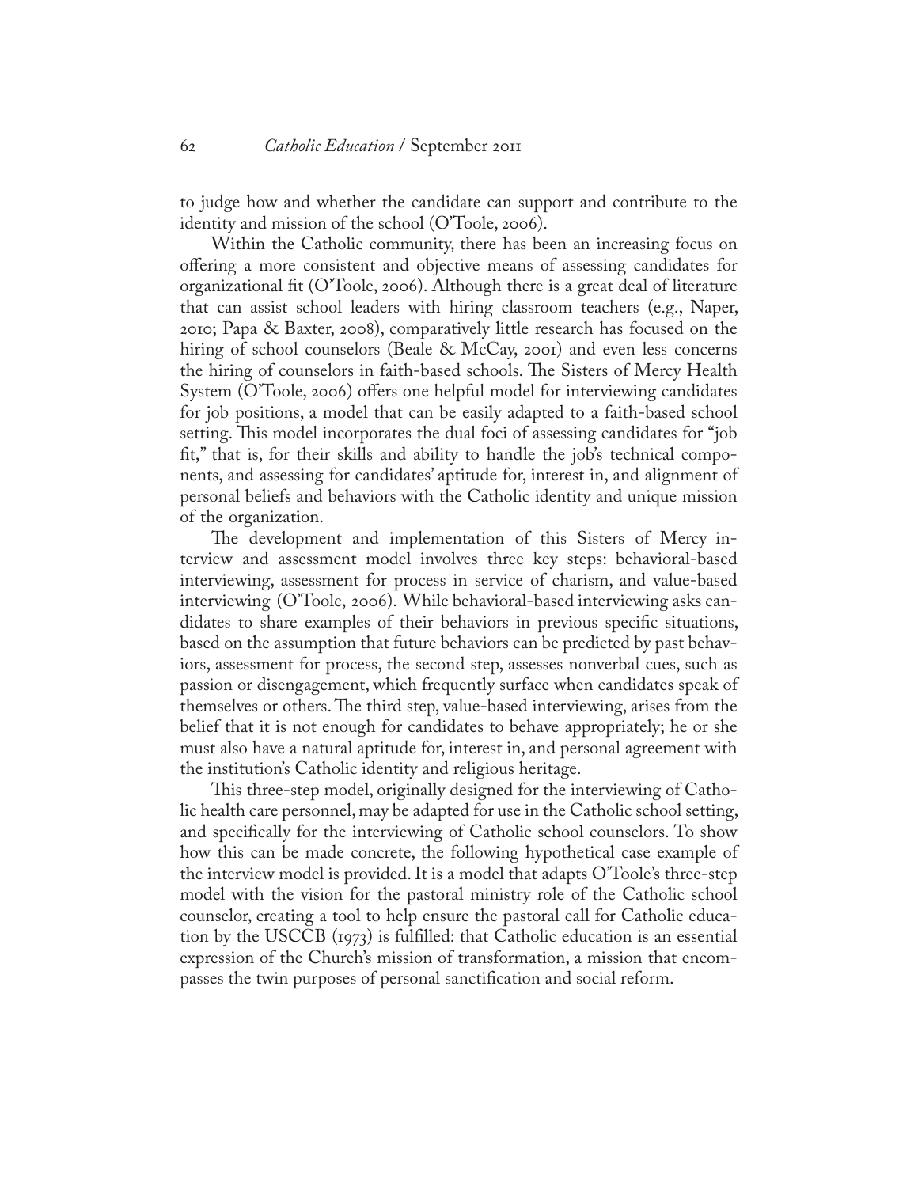to judge how and whether the candidate can support and contribute to the identity and mission of the school (O'Toole, 2006).

Within the Catholic community, there has been an increasing focus on offering a more consistent and objective means of assessing candidates for organizational fit (O'Toole, 2006). Although there is a great deal of literature that can assist school leaders with hiring classroom teachers (e.g., Naper, 2010; Papa & Baxter, 2008), comparatively little research has focused on the hiring of school counselors (Beale & McCay, 2001) and even less concerns the hiring of counselors in faith-based schools. The Sisters of Mercy Health System (O'Toole, 2006) offers one helpful model for interviewing candidates for job positions, a model that can be easily adapted to a faith-based school setting. This model incorporates the dual foci of assessing candidates for "job fit," that is, for their skills and ability to handle the job's technical components, and assessing for candidates' aptitude for, interest in, and alignment of personal beliefs and behaviors with the Catholic identity and unique mission of the organization.

The development and implementation of this Sisters of Mercy interview and assessment model involves three key steps: behavioral-based interviewing, assessment for process in service of charism, and value-based interviewing (O'Toole, 2006). While behavioral-based interviewing asks candidates to share examples of their behaviors in previous specific situations, based on the assumption that future behaviors can be predicted by past behaviors, assessment for process, the second step, assesses nonverbal cues, such as passion or disengagement, which frequently surface when candidates speak of themselves or others. The third step, value-based interviewing, arises from the belief that it is not enough for candidates to behave appropriately; he or she must also have a natural aptitude for, interest in, and personal agreement with the institution's Catholic identity and religious heritage.

This three-step model, originally designed for the interviewing of Catholic health care personnel, may be adapted for use in the Catholic school setting, and specifically for the interviewing of Catholic school counselors. To show how this can be made concrete, the following hypothetical case example of the interview model is provided. It is a model that adapts O'Toole's three-step model with the vision for the pastoral ministry role of the Catholic school counselor, creating a tool to help ensure the pastoral call for Catholic education by the USCCB (1973) is fulfilled: that Catholic education is an essential expression of the Church's mission of transformation, a mission that encompasses the twin purposes of personal sanctification and social reform.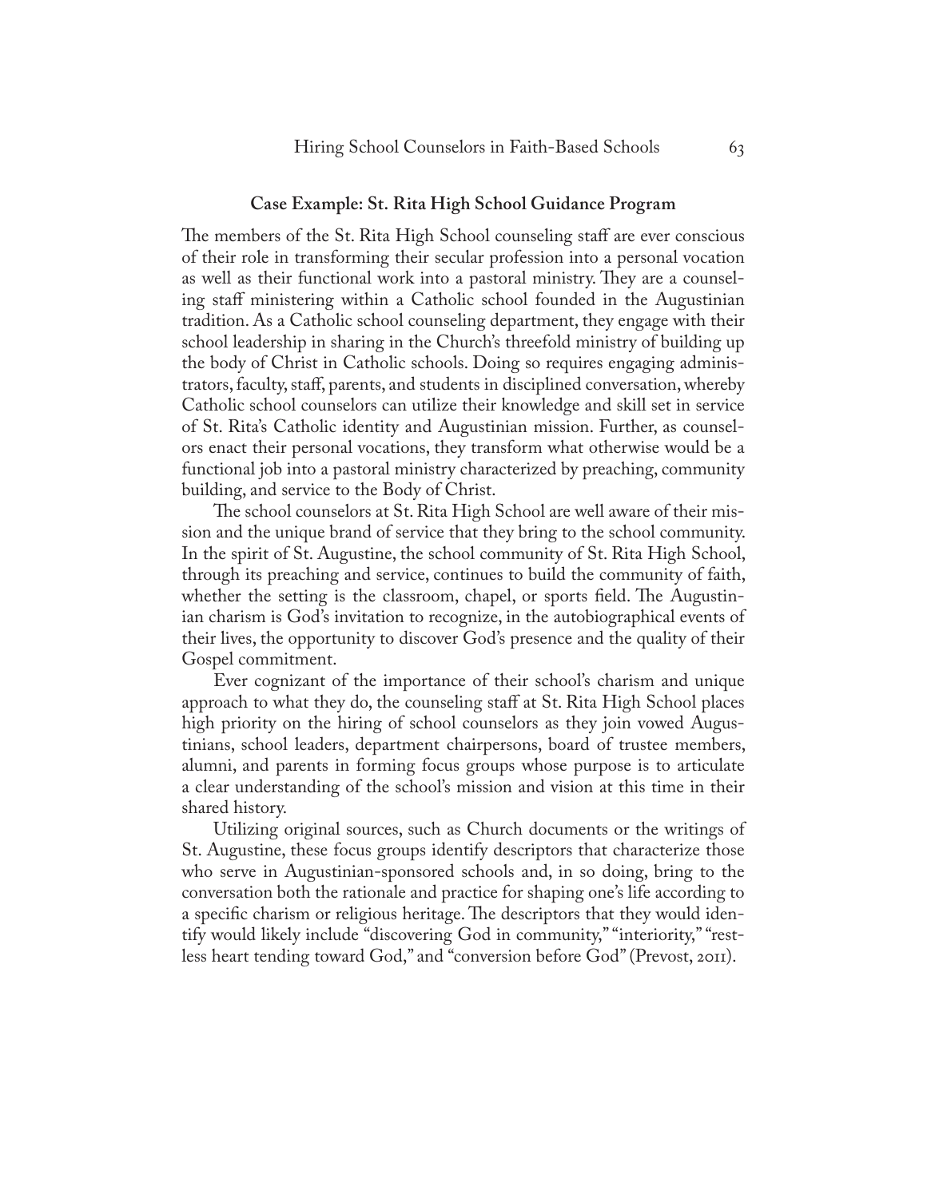### Case Example: St. Rita High School Guidance Program

The members of the St. Rita High School counseling staff are ever conscious of their role in transforming their secular profession into a personal vocation as well as their functional work into a pastoral ministry. They are a counseling staff ministering within a Catholic school founded in the Augustinian tradition. As a Catholic school counseling department, they engage with their school leadership in sharing in the Church's threefold ministry of building up the body of Christ in Catholic schools. Doing so requires engaging administrators, faculty, staff, parents, and students in disciplined conversation, whereby Catholic school counselors can utilize their knowledge and skill set in service of St. Rita's Catholic identity and Augustinian mission. Further, as counselors enact their personal vocations, they transform what otherwise would be a functional job into a pastoral ministry characterized by preaching, community building, and service to the Body of Christ.

The school counselors at St. Rita High School are well aware of their mission and the unique brand of service that they bring to the school community. In the spirit of St. Augustine, the school community of St. Rita High School, through its preaching and service, continues to build the community of faith, whether the setting is the classroom, chapel, or sports field. The Augustinian charism is God's invitation to recognize, in the autobiographical events of their lives, the opportunity to discover God's presence and the quality of their Gospel commitment.

Ever cognizant of the importance of their school's charism and unique approach to what they do, the counseling staff at St. Rita High School places high priority on the hiring of school counselors as they join vowed Augustinians, school leaders, department chairpersons, board of trustee members, alumni, and parents in forming focus groups whose purpose is to articulate a clear understanding of the school's mission and vision at this time in their shared history.

Utilizing original sources, such as Church documents or the writings of St. Augustine, these focus groups identify descriptors that characterize those who serve in Augustinian-sponsored schools and, in so doing, bring to the conversation both the rationale and practice for shaping one's life according to a specific charism or religious heritage. The descriptors that they would identify would likely include "discovering God in community," "interiority," "restless heart tending toward God," and "conversion before God" (Prevost, 2011).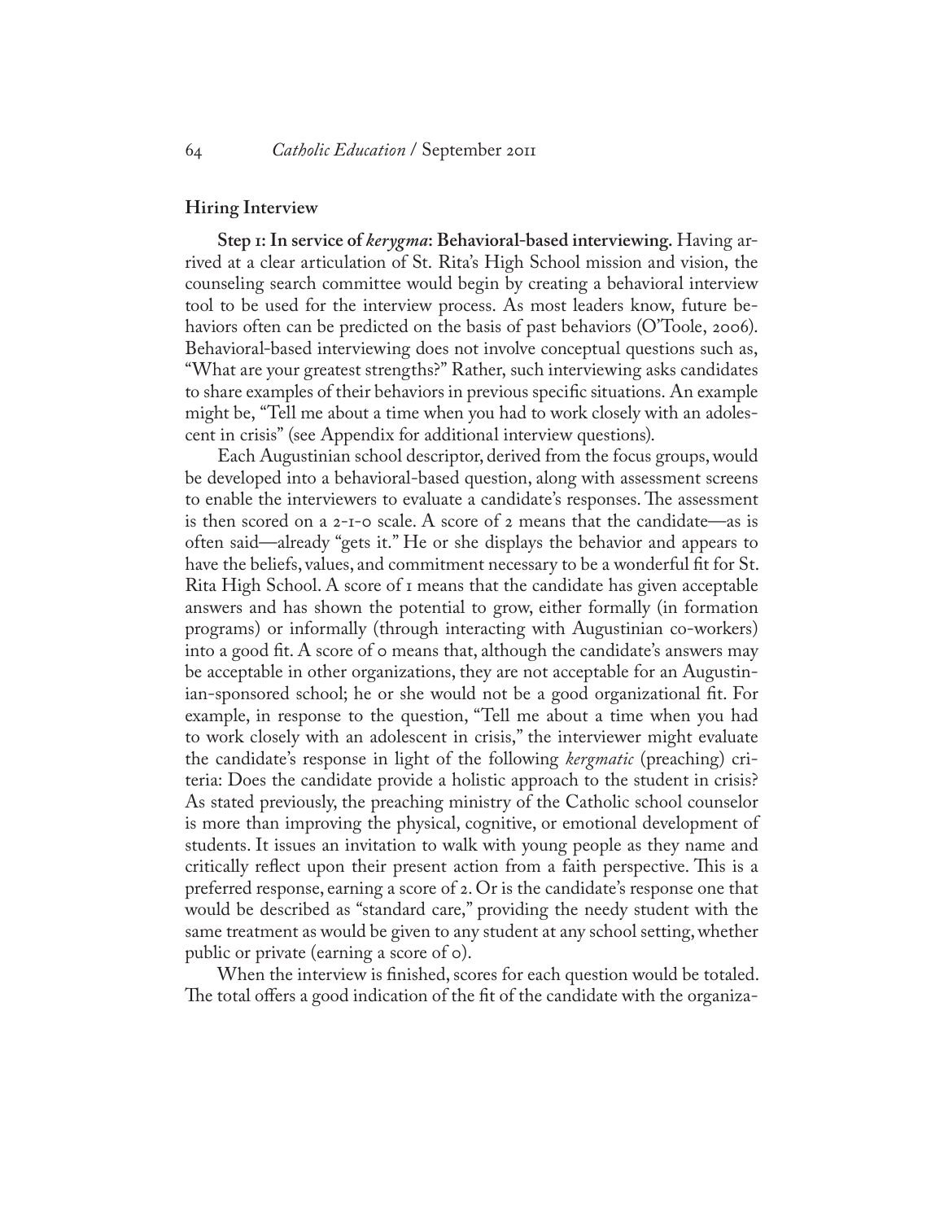## Hiring Interview

**Step 1: In service of *kerygma*: Behavioral-based interviewing.** Having arrived at a clear articulation of St. Rita's High School mission and vision, the counseling search committee would begin by creating a behavioral interview tool to be used for the interview process. As most leaders know, future behaviors often can be predicted on the basis of past behaviors (O'Toole, 2006). Behavioral-based interviewing does not involve conceptual questions such as, "What are your greatest strengths?" Rather, such interviewing asks candidates to share examples of their behaviors in previous specific situations. An example might be, "Tell me about a time when you had to work closely with an adolescent in crisis" (see Appendix for additional interview questions).

Each Augustinian school descriptor, derived from the focus groups, would be developed into a behavioral-based question, along with assessment screens to enable the interviewers to evaluate a candidate's responses. The assessment is then scored on a 2-1-0 scale. A score of 2 means that the candidate—as is often said—already "gets it." He or she displays the behavior and appears to have the beliefs, values, and commitment necessary to be a wonderful fit for St. Rita High School. A score of 1 means that the candidate has given acceptable answers and has shown the potential to grow, either formally (in formation programs) or informally (through interacting with Augustinian co-workers) into a good fit. A score of 0 means that, although the candidate's answers may be acceptable in other organizations, they are not acceptable for an Augustinian-sponsored school; he or she would not be a good organizational fit. For example, in response to the question, "Tell me about a time when you had to work closely with an adolescent in crisis," the interviewer might evaluate the candidate's response in light of the following *kergmatic* (preaching) criteria: Does the candidate provide a holistic approach to the student in crisis? As stated previously, the preaching ministry of the Catholic school counselor is more than improving the physical, cognitive, or emotional development of students. It issues an invitation to walk with young people as they name and critically reflect upon their present action from a faith perspective. This is a preferred response, earning a score of 2. Or is the candidate's response one that would be described as "standard care," providing the needy student with the same treatment as would be given to any student at any school setting, whether public or private (earning a score of 0).

When the interview is finished, scores for each question would be totaled. The total offers a good indication of the fit of the candidate with the organiza-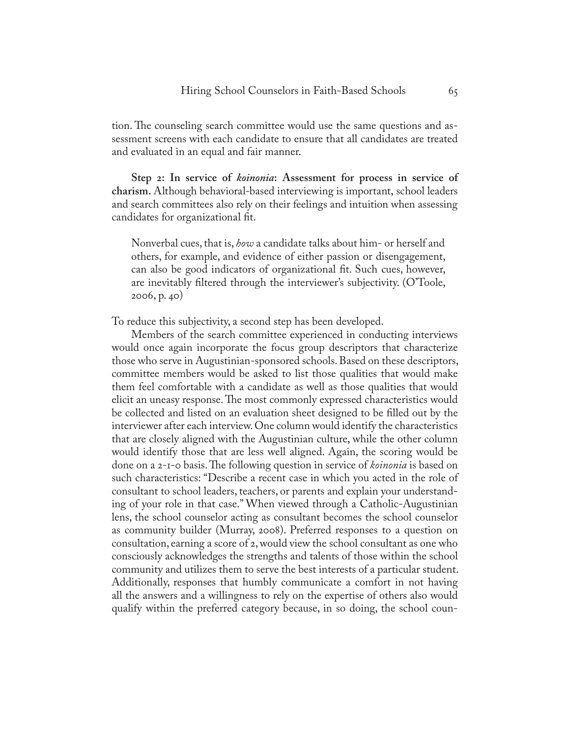tion. The counseling search committee would use the same questions and assessment screens with each candidate to ensure that all candidates are treated and evaluated in an equal and fair manner.

**Step 2: In service of *koinonia*: Assessment for process in service of charism.** Although behavioral-based interviewing is important, school leaders and search committees also rely on their feelings and intuition when assessing candidates for organizational fit.

> Nonverbal cues, that is, *how* a candidate talks about him- or herself and others, for example, and evidence of either passion or disengagement, can also be good indicators of organizational fit. Such cues, however, are inevitably filtered through the interviewer's subjectivity. (O'Toole, 2006, p. 40)

To reduce this subjectivity, a second step has been developed.

Members of the search committee experienced in conducting interviews would once again incorporate the focus group descriptors that characterize those who serve in Augustinian-sponsored schools. Based on these descriptors, committee members would be asked to list those qualities that would make them feel comfortable with a candidate as well as those qualities that would elicit an uneasy response. The most commonly expressed characteristics would be collected and listed on an evaluation sheet designed to be filled out by the interviewer after each interview. One column would identify the characteristics that are closely aligned with the Augustinian culture, while the other column would identify those that are less well aligned. Again, the scoring would be done on a 2-1-0 basis. The following question in service of *koinonia* is based on such characteristics: "Describe a recent case in which you acted in the role of consultant to school leaders, teachers, or parents and explain your understanding of your role in that case." When viewed through a Catholic-Augustinian lens, the school counselor acting as consultant becomes the school counselor as community builder (Murray, 2008). Preferred responses to a question on consultation, earning a score of 2, would view the school consultant as one who consciously acknowledges the strengths and talents of those within the school community and utilizes them to serve the best interests of a particular student. Additionally, responses that humbly communicate a comfort in not having all the answers and a willingness to rely on the expertise of others also would qualify within the preferred category because, in so doing, the school coun-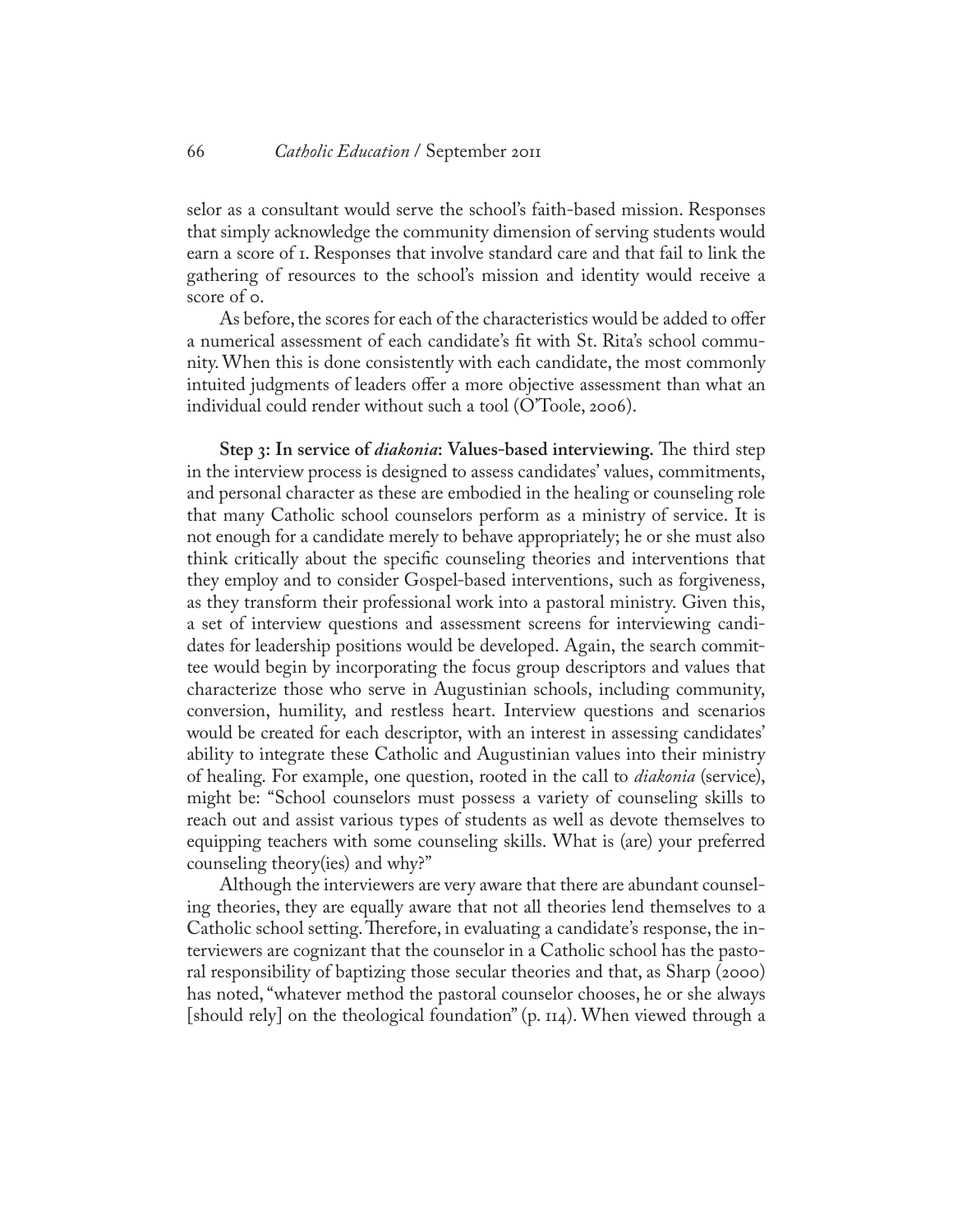selor as a consultant would serve the school's faith-based mission. Responses that simply acknowledge the community dimension of serving students would earn a score of 1. Responses that involve standard care and that fail to link the gathering of resources to the school's mission and identity would receive a score of 0.

As before, the scores for each of the characteristics would be added to offer a numerical assessment of each candidate's fit with St. Rita's school community. When this is done consistently with each candidate, the most commonly intuited judgments of leaders offer a more objective assessment than what an individual could render without such a tool (O'Toole, 2006).

**Step 3: In service of *diakonia*: Values-based interviewing.** The third step in the interview process is designed to assess candidates' values, commitments, and personal character as these are embodied in the healing or counseling role that many Catholic school counselors perform as a ministry of service. It is not enough for a candidate merely to behave appropriately; he or she must also think critically about the specific counseling theories and interventions that they employ and to consider Gospel-based interventions, such as forgiveness, as they transform their professional work into a pastoral ministry. Given this, a set of interview questions and assessment screens for interviewing candidates for leadership positions would be developed. Again, the search committee would begin by incorporating the focus group descriptors and values that characterize those who serve in Augustinian schools, including community, conversion, humility, and restless heart. Interview questions and scenarios would be created for each descriptor, with an interest in assessing candidates' ability to integrate these Catholic and Augustinian values into their ministry of healing. For example, one question, rooted in the call to *diakonia* (service), might be: "School counselors must possess a variety of counseling skills to reach out and assist various types of students as well as devote themselves to equipping teachers with some counseling skills. What is (are) your preferred counseling theory(ies) and why?"

Although the interviewers are very aware that there are abundant counseling theories, they are equally aware that not all theories lend themselves to a Catholic school setting. Therefore, in evaluating a candidate's response, the interviewers are cognizant that the counselor in a Catholic school has the pastoral responsibility of baptizing those secular theories and that, as Sharp (2000) has noted, "whatever method the pastoral counselor chooses, he or she always [should rely] on the theological foundation" (p. 114). When viewed through a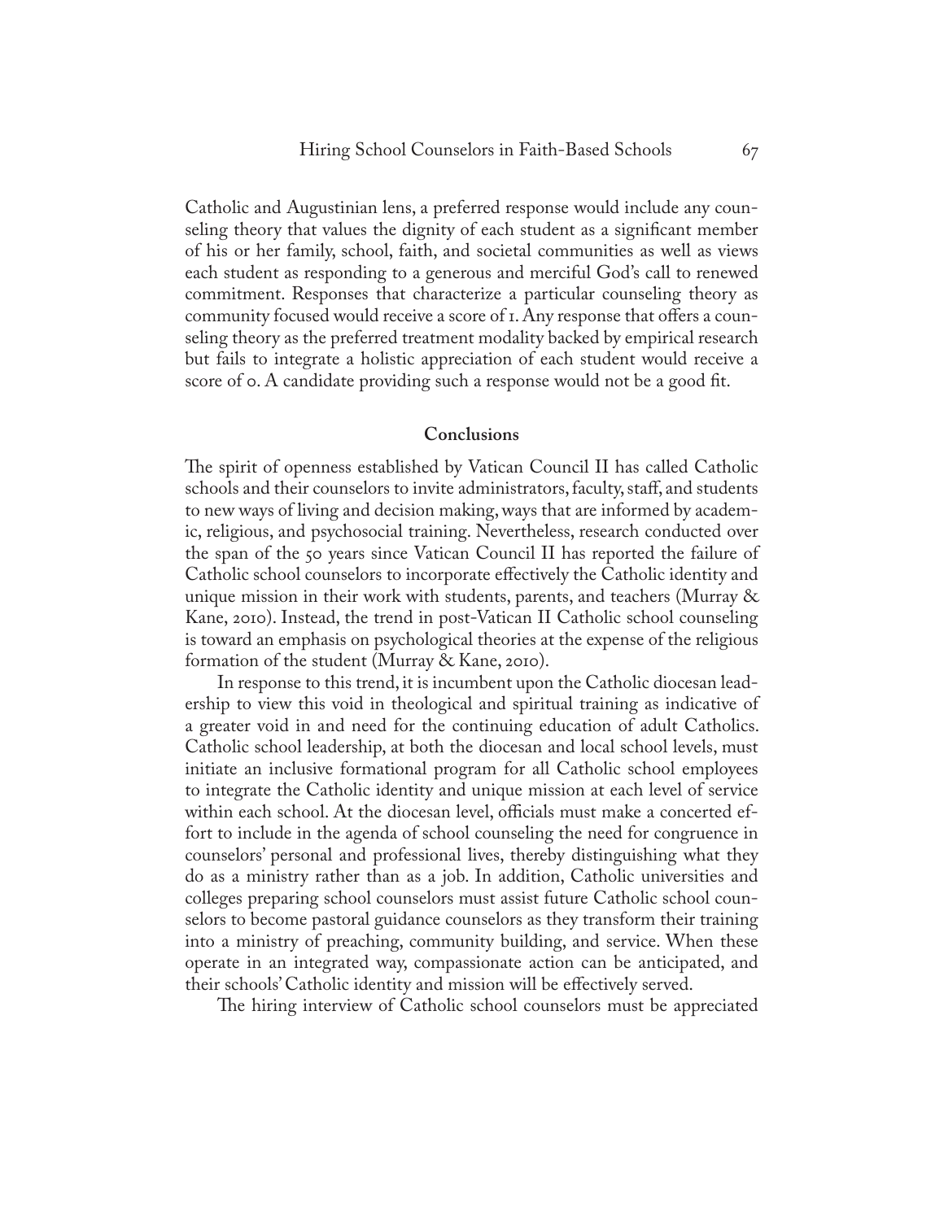Catholic and Augustinian lens, a preferred response would include any counseling theory that values the dignity of each student as a significant member of his or her family, school, faith, and societal communities as well as views each student as responding to a generous and merciful God's call to renewed commitment. Responses that characterize a particular counseling theory as community focused would receive a score of 1. Any response that offers a counseling theory as the preferred treatment modality backed by empirical research but fails to integrate a holistic appreciation of each student would receive a score of 0. A candidate providing such a response would not be a good fit.

## Conclusions

The spirit of openness established by Vatican Council II has called Catholic schools and their counselors to invite administrators, faculty, staff, and students to new ways of living and decision making, ways that are informed by academic, religious, and psychosocial training. Nevertheless, research conducted over the span of the 50 years since Vatican Council II has reported the failure of Catholic school counselors to incorporate effectively the Catholic identity and unique mission in their work with students, parents, and teachers (Murray & Kane, 2010). Instead, the trend in post-Vatican II Catholic school counseling is toward an emphasis on psychological theories at the expense of the religious formation of the student (Murray & Kane, 2010).

In response to this trend, it is incumbent upon the Catholic diocesan leadership to view this void in theological and spiritual training as indicative of a greater void in and need for the continuing education of adult Catholics. Catholic school leadership, at both the diocesan and local school levels, must initiate an inclusive formational program for all Catholic school employees to integrate the Catholic identity and unique mission at each level of service within each school. At the diocesan level, officials must make a concerted effort to include in the agenda of school counseling the need for congruence in counselors' personal and professional lives, thereby distinguishing what they do as a ministry rather than as a job. In addition, Catholic universities and colleges preparing school counselors must assist future Catholic school counselors to become pastoral guidance counselors as they transform their training into a ministry of preaching, community building, and service. When these operate in an integrated way, compassionate action can be anticipated, and their schools' Catholic identity and mission will be effectively served.

The hiring interview of Catholic school counselors must be appreciated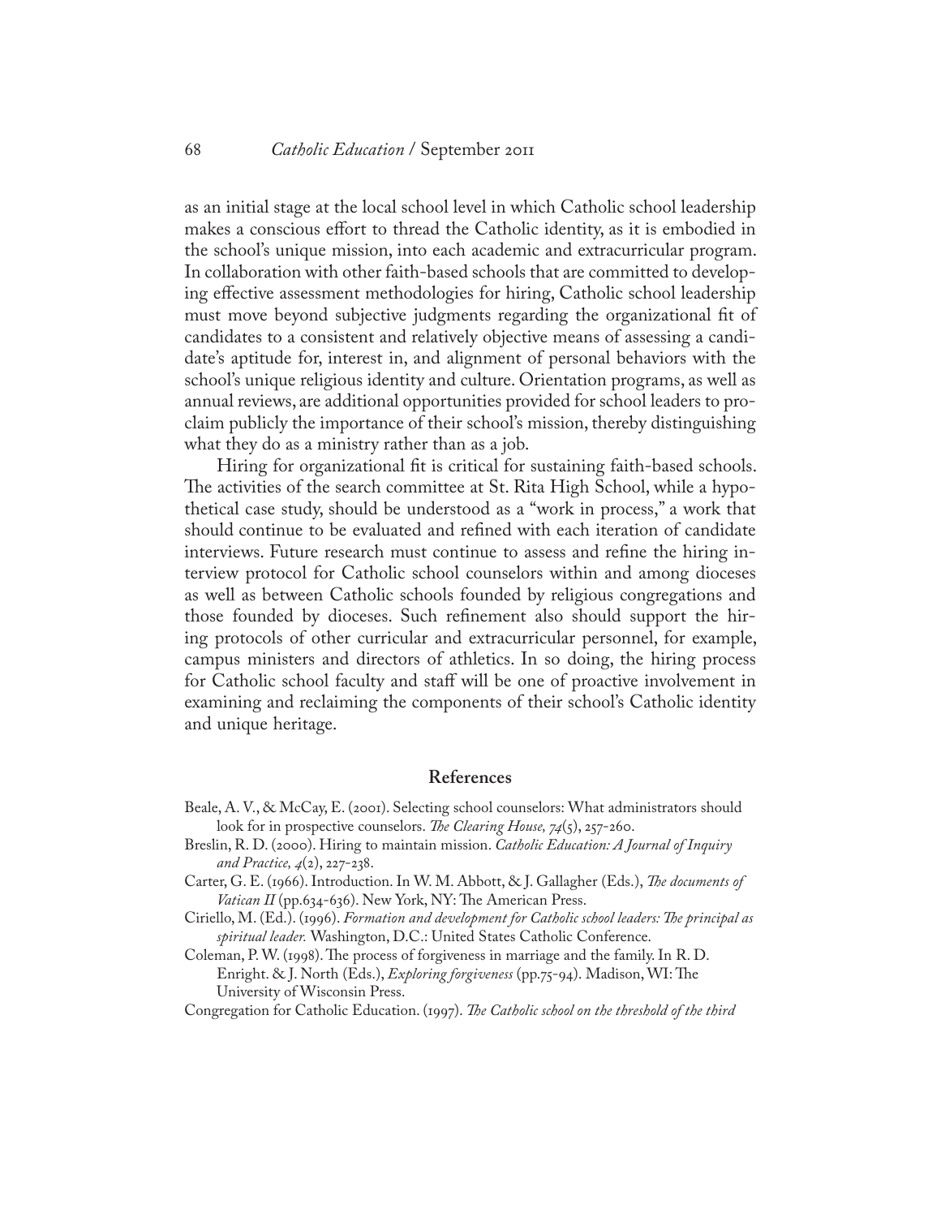as an initial stage at the local school level in which Catholic school leadership makes a conscious effort to thread the Catholic identity, as it is embodied in the school's unique mission, into each academic and extracurricular program. In collaboration with other faith-based schools that are committed to developing effective assessment methodologies for hiring, Catholic school leadership must move beyond subjective judgments regarding the organizational fit of candidates to a consistent and relatively objective means of assessing a candidate's aptitude for, interest in, and alignment of personal behaviors with the school's unique religious identity and culture. Orientation programs, as well as annual reviews, are additional opportunities provided for school leaders to proclaim publicly the importance of their school's mission, thereby distinguishing what they do as a ministry rather than as a job.

Hiring for organizational fit is critical for sustaining faith-based schools. The activities of the search committee at St. Rita High School, while a hypothetical case study, should be understood as a "work in process," a work that should continue to be evaluated and refined with each iteration of candidate interviews. Future research must continue to assess and refine the hiring interview protocol for Catholic school counselors within and among dioceses as well as between Catholic schools founded by religious congregations and those founded by dioceses. Such refinement also should support the hiring protocols of other curricular and extracurricular personnel, for example, campus ministers and directors of athletics. In so doing, the hiring process for Catholic school faculty and staff will be one of proactive involvement in examining and reclaiming the components of their school's Catholic identity and unique heritage.

## References

Beale, A. V., & McCay, E. (2001). Selecting school counselors: What administrators should look for in prospective counselors. *The Clearing House, 74*(5), 257-260.

Breslin, R. D. (2000). Hiring to maintain mission. *Catholic Education: A Journal of Inquiry and Practice, 4*(2), 227-238.

Carter, G. E. (1966). Introduction. In W. M. Abbott, & J. Gallagher (Eds.), *The documents of Vatican II* (pp.634-636). New York, NY: The American Press.

Ciriello, M. (Ed.). (1996). *Formation and development for Catholic school leaders: The principal as spiritual leader.* Washington, D.C.: United States Catholic Conference.

Coleman, P. W. (1998). The process of forgiveness in marriage and the family. In R. D. Enright. & J. North (Eds.), *Exploring forgiveness* (pp.75-94). Madison, WI: The University of Wisconsin Press.

Congregation for Catholic Education. (1997). *The Catholic school on the threshold of the third*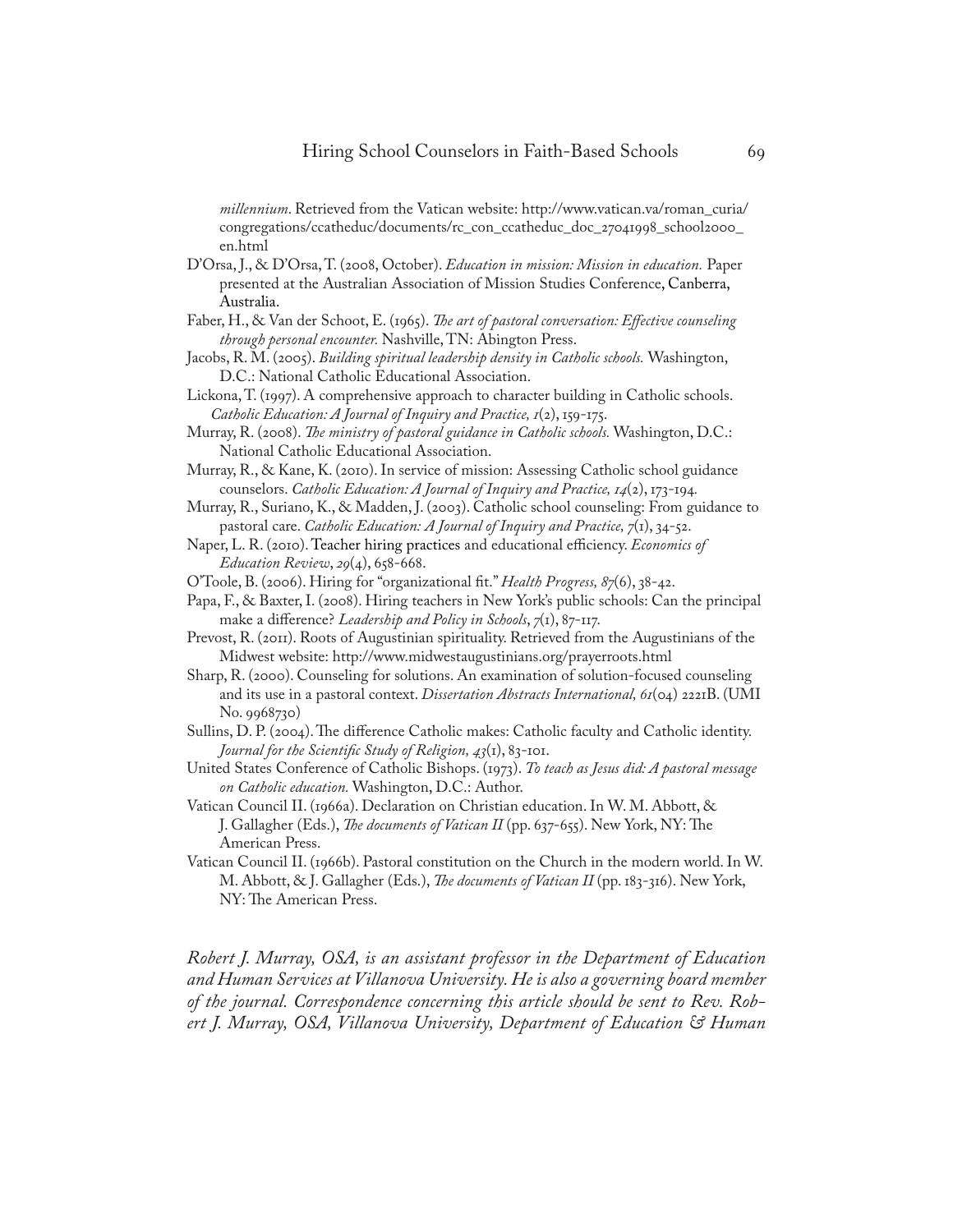*millennium*. Retrieved from the Vatican website: http://www.vatican.va/roman_curia/congregations/ccatheduc/documents/rc_con_ccatheduc_doc_27041998_school2000_en.html

D'Orsa, J., & D'Orsa, T. (2008, October). *Education in mission: Mission in education.* Paper presented at the Australian Association of Mission Studies Conference, Canberra, Australia.

Faber, H., & Van der Schoot, E. (1965). *The art of pastoral conversation: Effective counseling through personal encounter.* Nashville, TN: Abington Press.

Jacobs, R. M. (2005). *Building spiritual leadership density in Catholic schools.* Washington, D.C.: National Catholic Educational Association.

Lickona, T. (1997). A comprehensive approach to character building in Catholic schools. *Catholic Education: A Journal of Inquiry and Practice, 1*(2), 159-175.

Murray, R. (2008). *The ministry of pastoral guidance in Catholic schools.* Washington, D.C.: National Catholic Educational Association.

Murray, R., & Kane, K. (2010). In service of mission: Assessing Catholic school guidance counselors. *Catholic Education: A Journal of Inquiry and Practice, 14*(2), 173-194.

Murray, R., Suriano, K., & Madden, J. (2003). Catholic school counseling: From guidance to pastoral care. *Catholic Education: A Journal of Inquiry and Practice, 7*(1), 34-52.

Naper, L. R. (2010). Teacher hiring practices and educational efficiency. *Economics of Education Review*, *29*(4), 658-668.

O'Toole, B. (2006). Hiring for "organizational fit." *Health Progress, 87*(6), 38-42.

Papa, F., & Baxter, I. (2008). Hiring teachers in New York's public schools: Can the principal make a difference? *Leadership and Policy in Schools*, *7*(1), 87-117.

Prevost, R. (2011). Roots of Augustinian spirituality. Retrieved from the Augustinians of the Midwest website: http://www.midwestaugustinians.org/prayerroots.html

Sharp, R. (2000). Counseling for solutions. An examination of solution-focused counseling and its use in a pastoral context. *Dissertation Abstracts International, 61*(04) 2221B. (UMI No. 9968730)

Sullins, D. P. (2004). The difference Catholic makes: Catholic faculty and Catholic identity. *Journal for the Scientific Study of Religion, 43*(1), 83-101.

United States Conference of Catholic Bishops. (1973). *To teach as Jesus did: A pastoral message on Catholic education.* Washington, D.C.: Author.

Vatican Council II. (1966a). Declaration on Christian education. In W. M. Abbott, & J. Gallagher (Eds.), *The documents of Vatican II* (pp. 637-655). New York, NY: The American Press.

Vatican Council II. (1966b). Pastoral constitution on the Church in the modern world. In W. M. Abbott, & J. Gallagher (Eds.), *The documents of Vatican II* (pp. 183-316). New York, NY: The American Press.

*Robert J. Murray, OSA, is an assistant professor in the Department of Education and Human Services at Villanova University. He is also a governing board member of the journal. Correspondence concerning this article should be sent to Rev. Robert J. Murray, OSA, Villanova University, Department of Education & Human*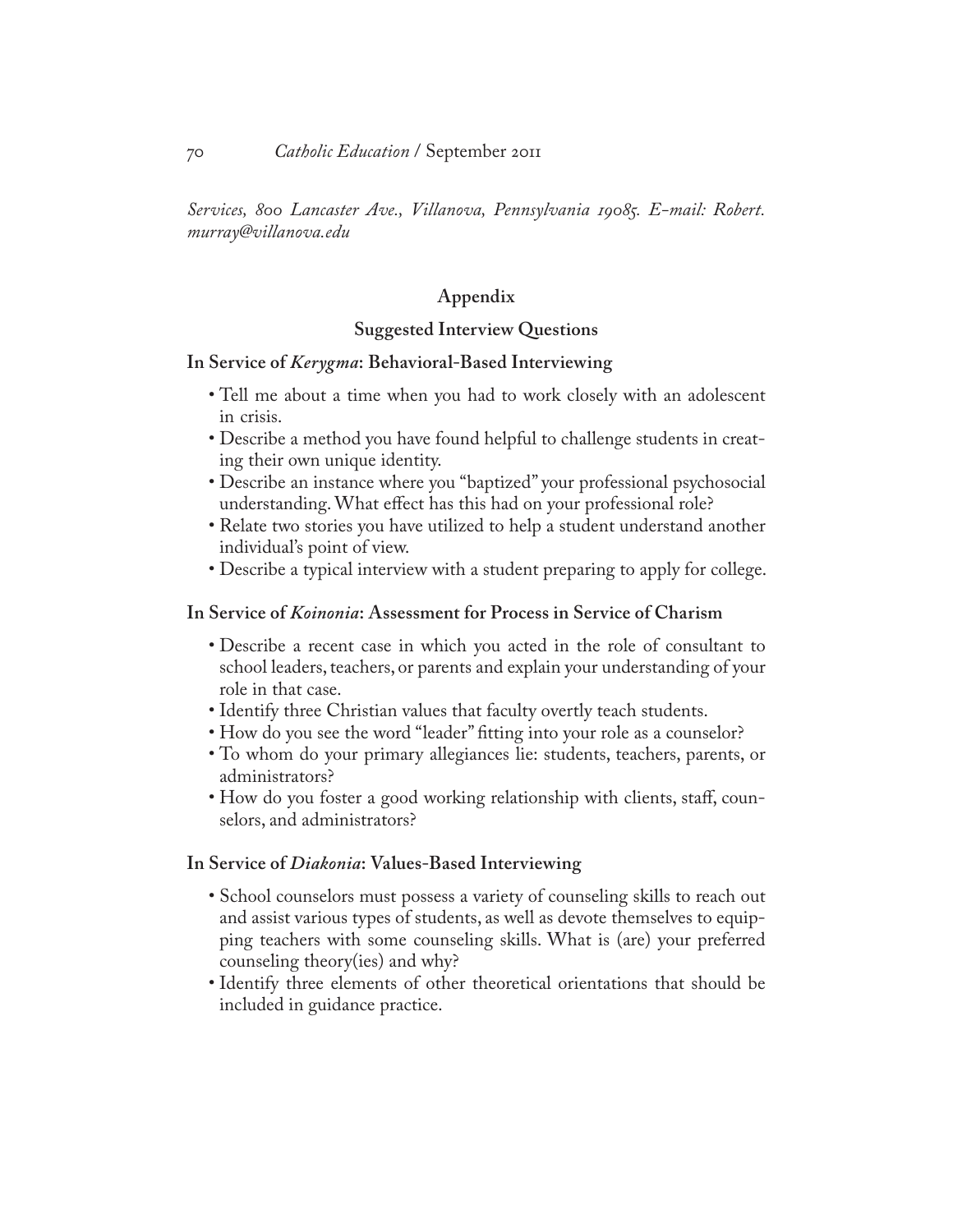*Services, 800 Lancaster Ave., Villanova, Pennsylvania 19085. E-mail: Robert.murray@villanova.edu*

## Appendix

### Suggested Interview Questions

**In Service of *Kerygma*: Behavioral-Based Interviewing**

- Tell me about a time when you had to work closely with an adolescent in crisis.
- Describe a method you have found helpful to challenge students in creating their own unique identity.
- Describe an instance where you "baptized" your professional psychosocial understanding. What effect has this had on your professional role?
- Relate two stories you have utilized to help a student understand another individual's point of view.
- Describe a typical interview with a student preparing to apply for college.

**In Service of *Koinonia*: Assessment for Process in Service of Charism**

- Describe a recent case in which you acted in the role of consultant to school leaders, teachers, or parents and explain your understanding of your role in that case.
- Identify three Christian values that faculty overtly teach students.
- How do you see the word "leader" fitting into your role as a counselor?
- To whom do your primary allegiances lie: students, teachers, parents, or administrators?
- How do you foster a good working relationship with clients, staff, counselors, and administrators?

**In Service of *Diakonia*: Values-Based Interviewing**

- School counselors must possess a variety of counseling skills to reach out and assist various types of students, as well as devote themselves to equipping teachers with some counseling skills. What is (are) your preferred counseling theory(ies) and why?
- Identify three elements of other theoretical orientations that should be included in guidance practice.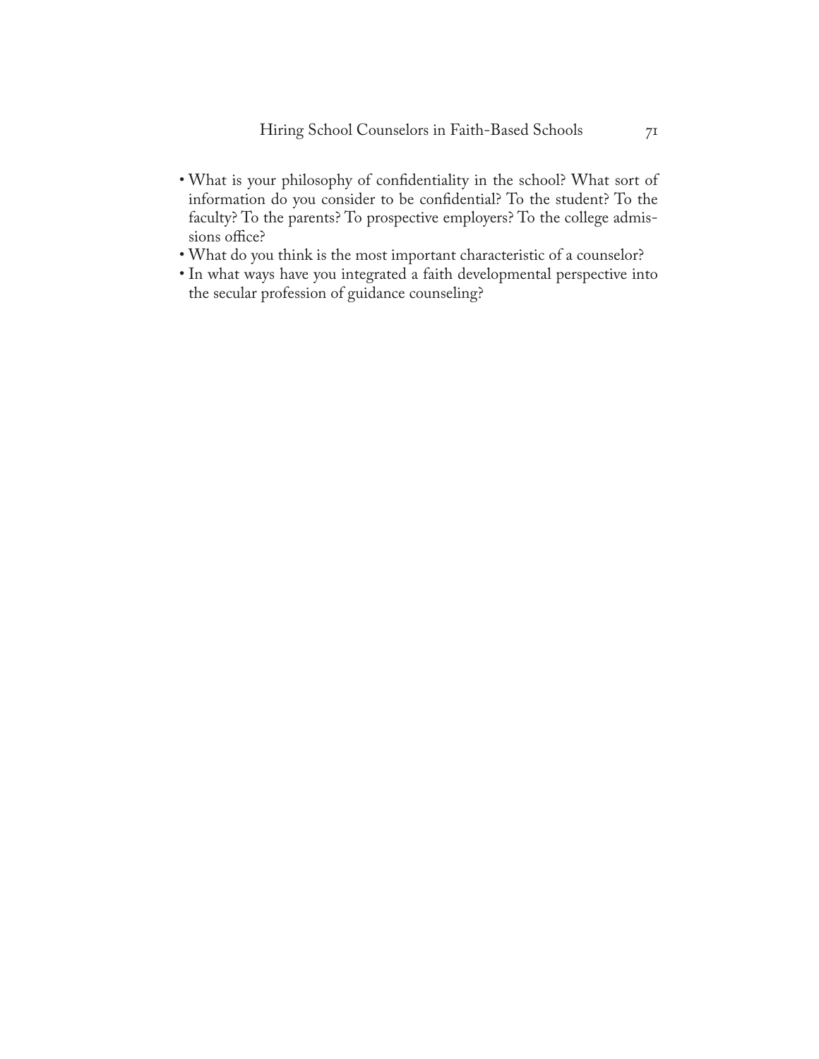- What is your philosophy of confidentiality in the school? What sort of information do you consider to be confidential? To the student? To the faculty? To the parents? To prospective employers? To the college admissions office?
- What do you think is the most important characteristic of a counselor?
- In what ways have you integrated a faith developmental perspective into the secular profession of guidance counseling?